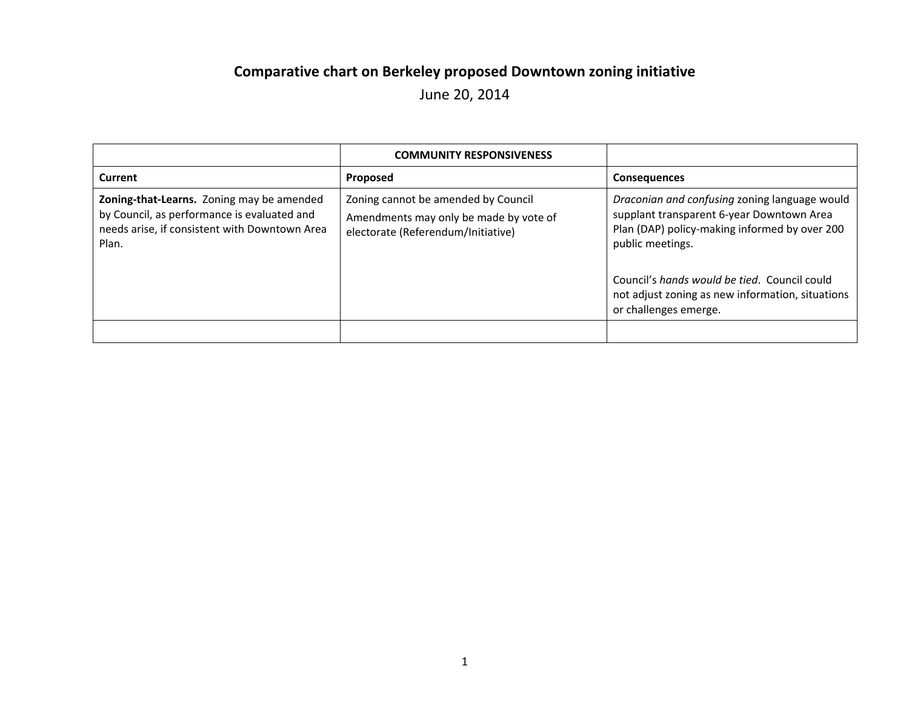# Comparative chart on Berkeley proposed Downtown zoning initiative

June 20, 2014

| | COMMUNITY RESPONSIVENESS | |
|---|---|---|
| **Current** | **Proposed** | **Consequences** |
| **Zoning-that-Learns.** Zoning may be amended by Council, as performance is evaluated and needs arise, if consistent with Downtown Area Plan. | Zoning cannot be amended by Council<br>Amendments may only be made by vote of electorate (Referendum/Initiative) | *Draconian and confusing* zoning language would supplant transparent 6-year Downtown Area Plan (DAP) policy-making informed by over 200 public meetings.<br><br>Council's *hands would be tied*. Council could not adjust zoning as new information, situations or challenges emerge. |
| | | |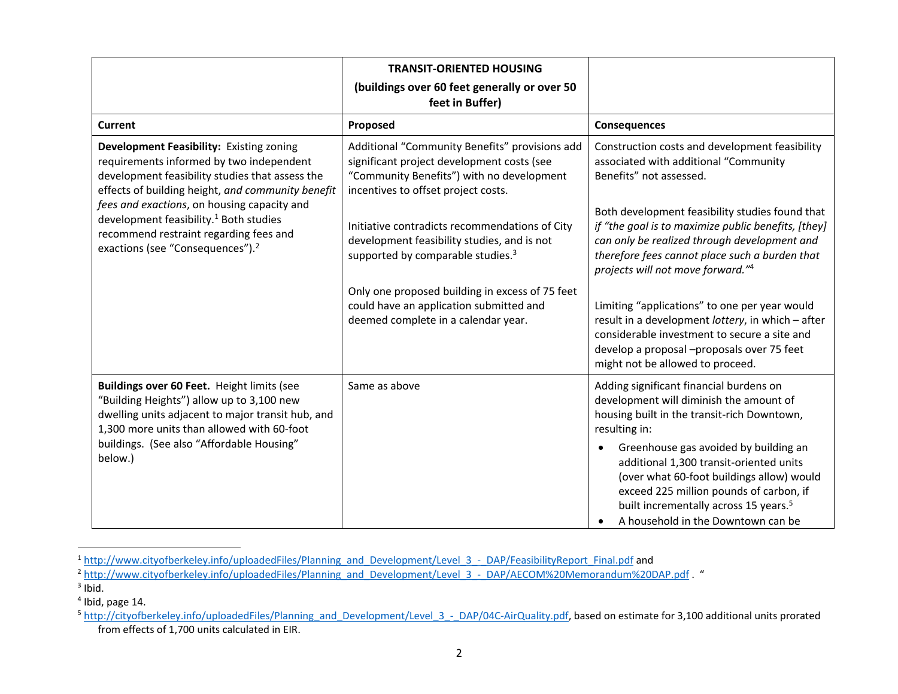| | **TRANSIT-ORIENTED HOUSING (buildings over 60 feet generally or over 50 feet in Buffer)** | |
|---|---|---|
| **Current** | **Proposed** | **Consequences** |
| **Development Feasibility:** Existing zoning requirements informed by two independent development feasibility studies that assess the effects of building height, *and community benefit fees and exactions*, on housing capacity and development feasibility.[1] Both studies recommend restraint regarding fees and exactions (see "Consequences").[2] | Additional "Community Benefits" provisions add significant project development costs (see "Community Benefits") with no development incentives to offset project costs.<br><br>Initiative contradicts recommendations of City development feasibility studies, and is not supported by comparable studies.[3]<br><br>Only one proposed building in excess of 75 feet could have an application submitted and deemed complete in a calendar year. | Construction costs and development feasibility associated with additional "Community Benefits" not assessed.<br><br>Both development feasibility studies found that *if "the goal is to maximize public benefits, [they] can only be realized through development and therefore fees cannot place such a burden that projects will not move forward."*[4]<br><br>Limiting "applications" to one per year would result in a development *lottery*, in which – after considerable investment to secure a site and develop a proposal –proposals over 75 feet might not be allowed to proceed. |
| **Buildings over 60 Feet.** Height limits (see "Building Heights") allow up to 3,100 new dwelling units adjacent to major transit hub, and 1,300 more units than allowed with 60-foot buildings. (See also "Affordable Housing" below.) | Same as above | Adding significant financial burdens on development will diminish the amount of housing built in the transit-rich Downtown, resulting in:<br>• Greenhouse gas avoided by building an additional 1,300 transit-oriented units (over what 60-foot buildings allow) would exceed 225 million pounds of carbon, if built incrementally across 15 years.[5]<br>• A household in the Downtown can be |

[1] http://www.cityofberkeley.info/uploadedFiles/Planning_and_Development/Level_3_-_DAP/FeasibilityReport_Final.pdf and

[2] http://www.cityofberkeley.info/uploadedFiles/Planning_and_Development/Level_3_-_DAP/AECOM%20Memorandum%20DAP.pdf . "

[3] Ibid.

[4] Ibid, page 14.

[5] http://cityofberkeley.info/uploadedFiles/Planning_and_Development/Level_3_-_DAP/04C-AirQuality.pdf, based on estimate for 3,100 additional units prorated from effects of 1,700 units calculated in EIR.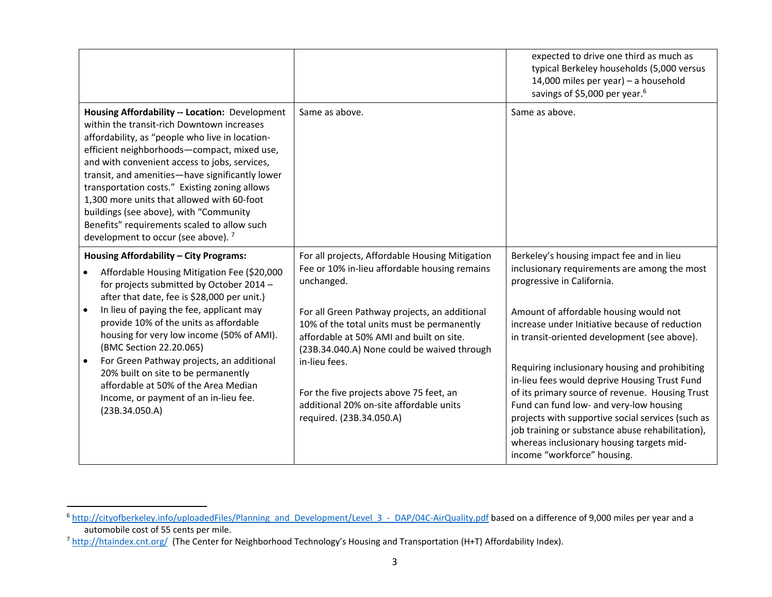| | | |
|---|---|---|
| | | expected to drive one third as much as typical Berkeley households (5,000 versus 14,000 miles per year) – a household savings of $5,000 per year.[6] |
| **Housing Affordability -- Location:** Development within the transit-rich Downtown increases affordability, as "people who live in location-efficient neighborhoods—compact, mixed use, and with convenient access to jobs, services, transit, and amenities—have significantly lower transportation costs." Existing zoning allows 1,300 more units that allowed with 60-foot buildings (see above), with "Community Benefits" requirements scaled to allow such development to occur (see above). [7] | Same as above. | Same as above. |
| **Housing Affordability – City Programs:**<br>• Affordable Housing Mitigation Fee ($20,000 for projects submitted by October 2014 – after that date, fee is $28,000 per unit.)<br>• In lieu of paying the fee, applicant may provide 10% of the units as affordable housing for very low income (50% of AMI). (BMC Section 22.20.065)<br>• For Green Pathway projects, an additional 20% built on site to be permanently affordable at 50% of the Area Median Income, or payment of an in-lieu fee. (23B.34.050.A) | For all projects, Affordable Housing Mitigation Fee or 10% in-lieu affordable housing remains unchanged.<br><br>For all Green Pathway projects, an additional 10% of the total units must be permanently affordable at 50% AMI and built on site. (23B.34.040.A) None could be waived through in-lieu fees.<br><br>For the five projects above 75 feet, an additional 20% on-site affordable units required. (23B.34.050.A) | Berkeley's housing impact fee and in lieu inclusionary requirements are among the most progressive in California.<br><br>Amount of affordable housing would not increase under Initiative because of reduction in transit-oriented development (see above).<br><br>Requiring inclusionary housing and prohibiting in-lieu fees would deprive Housing Trust Fund of its primary source of revenue. Housing Trust Fund can fund low- and very-low housing projects with supportive social services (such as job training or substance abuse rehabilitation), whereas inclusionary housing targets mid-income "workforce" housing. |

[6] http://cityofberkeley.info/uploadedFiles/Planning_and_Development/Level_3_-_DAP/04C-AirQuality.pdf based on a difference of 9,000 miles per year and a automobile cost of 55 cents per mile.

[7] http://htaindex.cnt.org/ (The Center for Neighborhood Technology's Housing and Transportation (H+T) Affordability Index).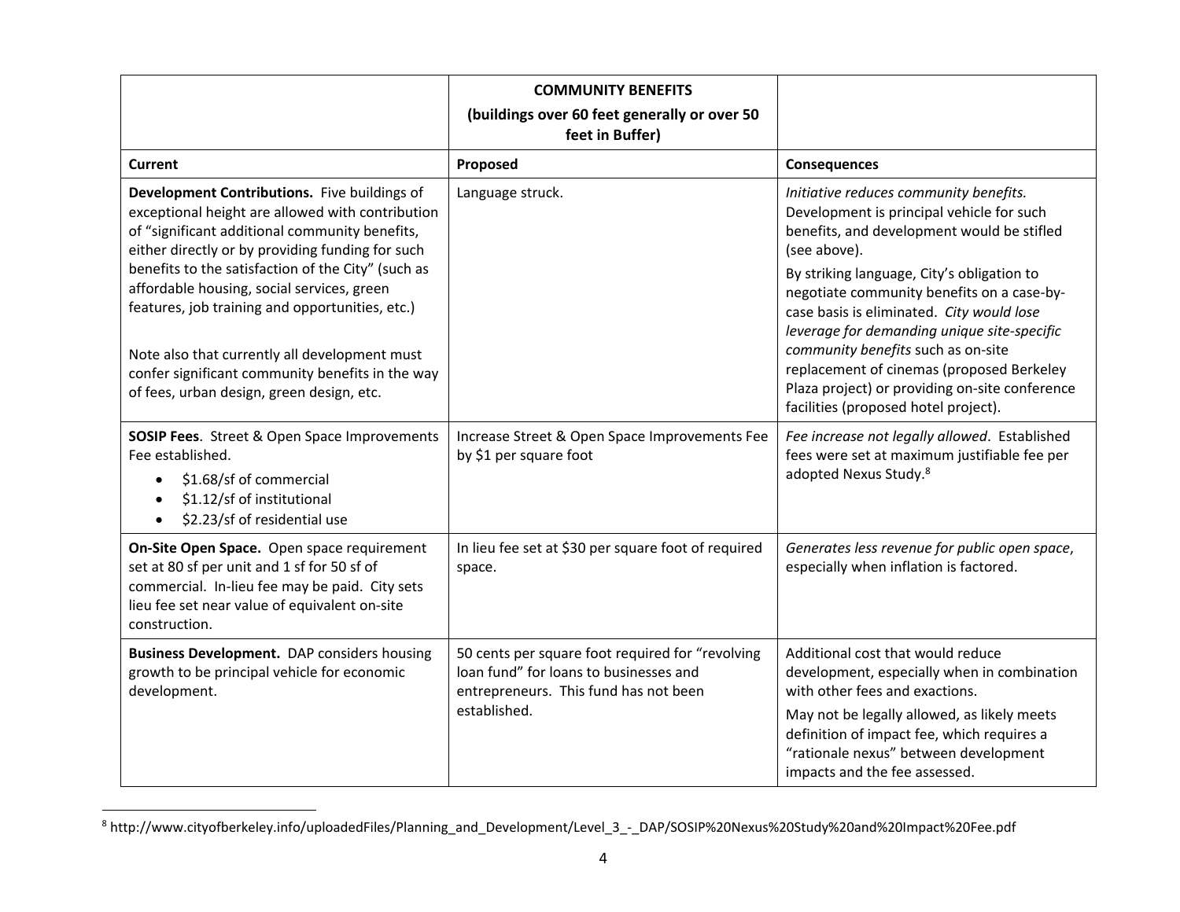| | **COMMUNITY BENEFITS (buildings over 60 feet generally or over 50 feet in Buffer)** | |
|---|---|---|
| **Current** | **Proposed** | **Consequences** |
| **Development Contributions.** Five buildings of exceptional height are allowed with contribution of "significant additional community benefits, either directly or by providing funding for such benefits to the satisfaction of the City" (such as affordable housing, social services, green features, job training and opportunities, etc.)<br><br>Note also that currently all development must confer significant community benefits in the way of fees, urban design, green design, etc. | Language struck. | *Initiative reduces community benefits.* Development is principal vehicle for such benefits, and development would be stifled (see above).<br><br>By striking language, City's obligation to negotiate community benefits on a case-by-case basis is eliminated. *City would lose leverage for demanding unique site-specific community benefits* such as on-site replacement of cinemas (proposed Berkeley Plaza project) or providing on-site conference facilities (proposed hotel project). |
| **SOSIP Fees**. Street & Open Space Improvements Fee established.<br>• $1.68/sf of commercial<br>• $1.12/sf of institutional<br>• $2.23/sf of residential use | Increase Street & Open Space Improvements Fee by $1 per square foot | *Fee increase not legally allowed*. Established fees were set at maximum justifiable fee per adopted Nexus Study.[8] |
| **On-Site Open Space.** Open space requirement set at 80 sf per unit and 1 sf for 50 sf of commercial. In-lieu fee may be paid. City sets lieu fee set near value of equivalent on-site construction. | In lieu fee set at $30 per square foot of required space. | *Generates less revenue for public open space*, especially when inflation is factored. |
| **Business Development.** DAP considers housing growth to be principal vehicle for economic development. | 50 cents per square foot required for "revolving loan fund" for loans to businesses and entrepreneurs. This fund has not been established. | Additional cost that would reduce development, especially when in combination with other fees and exactions.<br><br>May not be legally allowed, as likely meets definition of impact fee, which requires a "rationale nexus" between development impacts and the fee assessed. |

[8] http://www.cityofberkeley.info/uploadedFiles/Planning_and_Development/Level_3_-_DAP/SOSIP%20Nexus%20Study%20and%20Impact%20Fee.pdf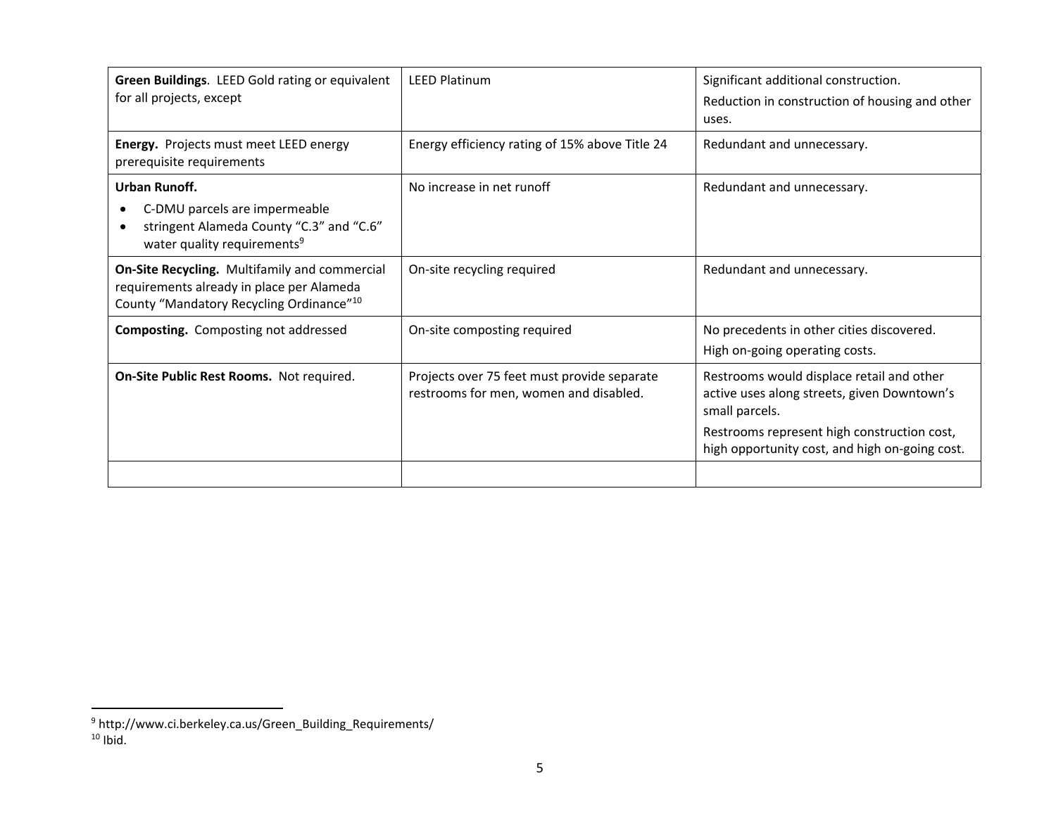| **Green Buildings**. LEED Gold rating or equivalent for all projects, except | LEED Platinum | Significant additional construction.<br>Reduction in construction of housing and other uses. |
|---|---|---|
| **Energy.** Projects must meet LEED energy prerequisite requirements | Energy efficiency rating of 15% above Title 24 | Redundant and unnecessary. |
| **Urban Runoff.**<br>• C-DMU parcels are impermeable<br>• stringent Alameda County "C.3" and "C.6" water quality requirements[9] | No increase in net runoff | Redundant and unnecessary. |
| **On-Site Recycling.** Multifamily and commercial requirements already in place per Alameda County "Mandatory Recycling Ordinance"[10] | On-site recycling required | Redundant and unnecessary. |
| **Composting.** Composting not addressed | On-site composting required | No precedents in other cities discovered.<br>High on-going operating costs. |
| **On-Site Public Rest Rooms.** Not required. | Projects over 75 feet must provide separate restrooms for men, women and disabled. | Restrooms would displace retail and other active uses along streets, given Downtown's small parcels.<br>Restrooms represent high construction cost, high opportunity cost, and high on-going cost. |
| | | |

[9] http://www.ci.berkeley.ca.us/Green_Building_Requirements/

[10] Ibid.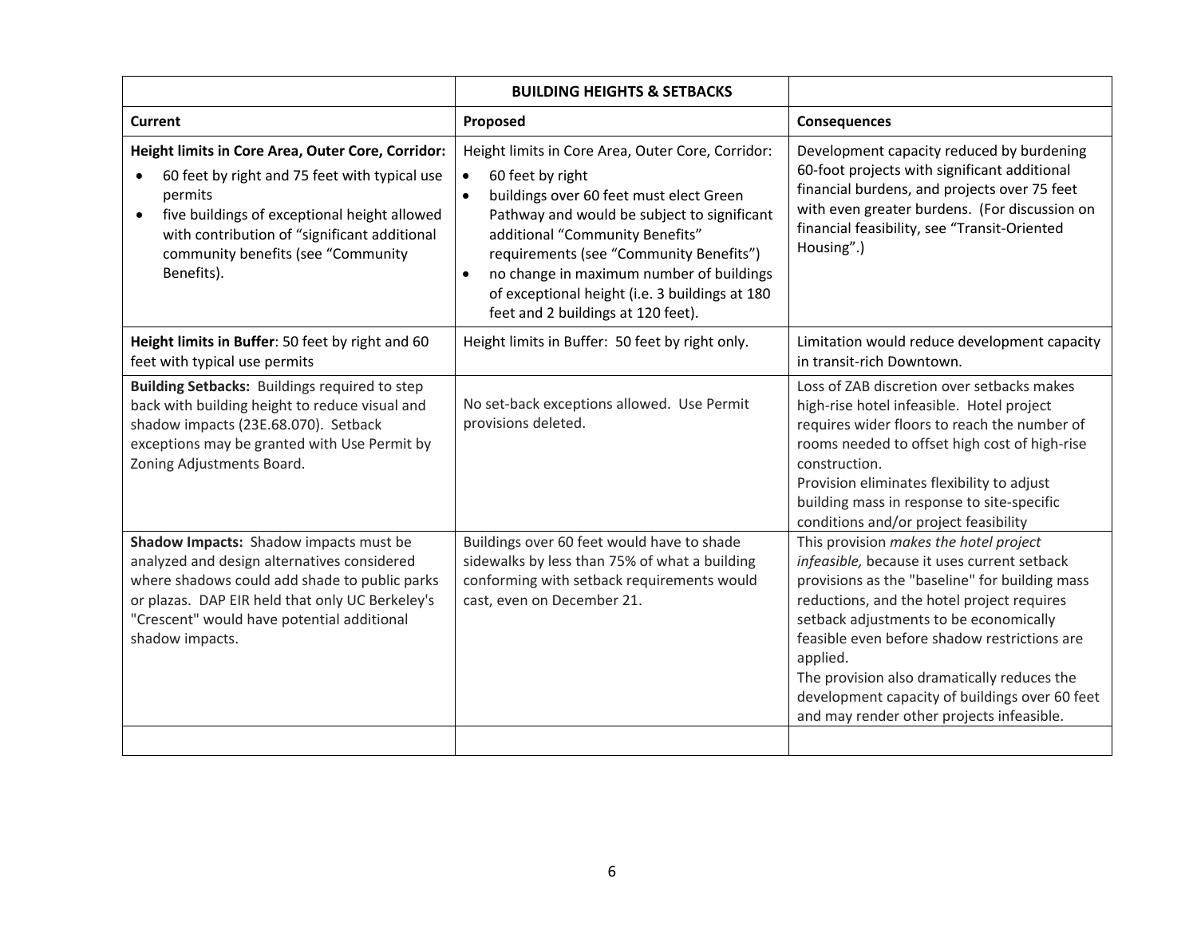| | **BUILDING HEIGHTS & SETBACKS** | |
|---|---|---|
| **Current** | **Proposed** | **Consequences** |
| **Height limits in Core Area, Outer Core, Corridor:**<br>• 60 feet by right and 75 feet with typical use permits<br>• five buildings of exceptional height allowed with contribution of "significant additional community benefits (see "Community Benefits). | Height limits in Core Area, Outer Core, Corridor:<br>• 60 feet by right<br>• buildings over 60 feet must elect Green Pathway and would be subject to significant additional "Community Benefits" requirements (see "Community Benefits")<br>• no change in maximum number of buildings of exceptional height (i.e. 3 buildings at 180 feet and 2 buildings at 120 feet). | Development capacity reduced by burdening 60-foot projects with significant additional financial burdens, and projects over 75 feet with even greater burdens. (For discussion on financial feasibility, see "Transit-Oriented Housing".) |
| **Height limits in Buffer**: 50 feet by right and 60 feet with typical use permits | Height limits in Buffer: 50 feet by right only. | Limitation would reduce development capacity in transit-rich Downtown. |
| **Building Setbacks:** Buildings required to step back with building height to reduce visual and shadow impacts (23E.68.070). Setback exceptions may be granted with Use Permit by Zoning Adjustments Board. | No set-back exceptions allowed. Use Permit provisions deleted. | Loss of ZAB discretion over setbacks makes high-rise hotel infeasible. Hotel project requires wider floors to reach the number of rooms needed to offset high cost of high-rise construction.<br>Provision eliminates flexibility to adjust building mass in response to site-specific conditions and/or project feasibility |
| **Shadow Impacts:** Shadow impacts must be analyzed and design alternatives considered where shadows could add shade to public parks or plazas. DAP EIR held that only UC Berkeley's "Crescent" would have potential additional shadow impacts. | Buildings over 60 feet would have to shade sidewalks by less than 75% of what a building conforming with setback requirements would cast, even on December 21. | This provision *makes the hotel project infeasible,* because it uses current setback provisions as the "baseline" for building mass reductions, and the hotel project requires setback adjustments to be economically feasible even before shadow restrictions are applied.<br>The provision also dramatically reduces the development capacity of buildings over 60 feet and may render other projects infeasible. |
| | | |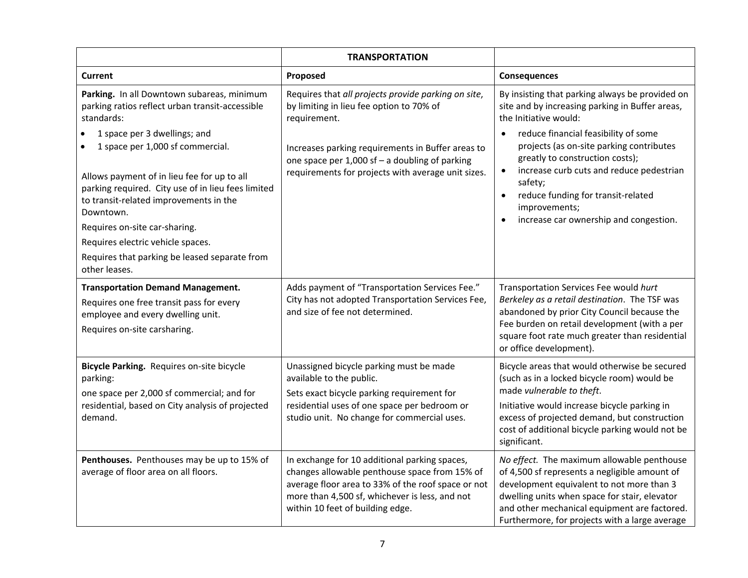| | **TRANSPORTATION** | |
|---|---|---|
| **Current** | **Proposed** | **Consequences** |
| **Parking.** In all Downtown subareas, minimum parking ratios reflect urban transit-accessible standards:<br>• 1 space per 3 dwellings; and<br>• 1 space per 1,000 sf commercial.<br><br>Allows payment of in lieu fee for up to all parking required. City use of in lieu fees limited to transit-related improvements in the Downtown.<br>Requires on-site car-sharing.<br>Requires electric vehicle spaces.<br>Requires that parking be leased separate from other leases. | Requires that *all projects provide parking on site*, by limiting in lieu fee option to 70% of requirement.<br><br>Increases parking requirements in Buffer areas to one space per 1,000 sf – a doubling of parking requirements for projects with average unit sizes. | By insisting that parking always be provided on site and by increasing parking in Buffer areas, the Initiative would:<br>• reduce financial feasibility of some projects (as on-site parking contributes greatly to construction costs);<br>• increase curb cuts and reduce pedestrian safety;<br>• reduce funding for transit-related improvements;<br>• increase car ownership and congestion. |
| **Transportation Demand Management.**<br>Requires one free transit pass for every employee and every dwelling unit.<br>Requires on-site carsharing. | Adds payment of "Transportation Services Fee." City has not adopted Transportation Services Fee, and size of fee not determined. | Transportation Services Fee would *hurt Berkeley as a retail destination*. The TSF was abandoned by prior City Council because the Fee burden on retail development (with a per square foot rate much greater than residential or office development). |
| **Bicycle Parking.** Requires on-site bicycle parking:<br>one space per 2,000 sf commercial; and for residential, based on City analysis of projected demand. | Unassigned bicycle parking must be made available to the public.<br>Sets exact bicycle parking requirement for residential uses of one space per bedroom or studio unit. No change for commercial uses. | Bicycle areas that would otherwise be secured (such as in a locked bicycle room) would be made *vulnerable to theft*.<br>Initiative would increase bicycle parking in excess of projected demand, but construction cost of additional bicycle parking would not be significant. |
| **Penthouses.** Penthouses may be up to 15% of average of floor area on all floors. | In exchange for 10 additional parking spaces, changes allowable penthouse space from 15% of average floor area to 33% of the roof space or not more than 4,500 sf, whichever is less, and not within 10 feet of building edge. | *No effect.* The maximum allowable penthouse of 4,500 sf represents a negligible amount of development equivalent to not more than 3 dwelling units when space for stair, elevator and other mechanical equipment are factored. Furthermore, for projects with a large average |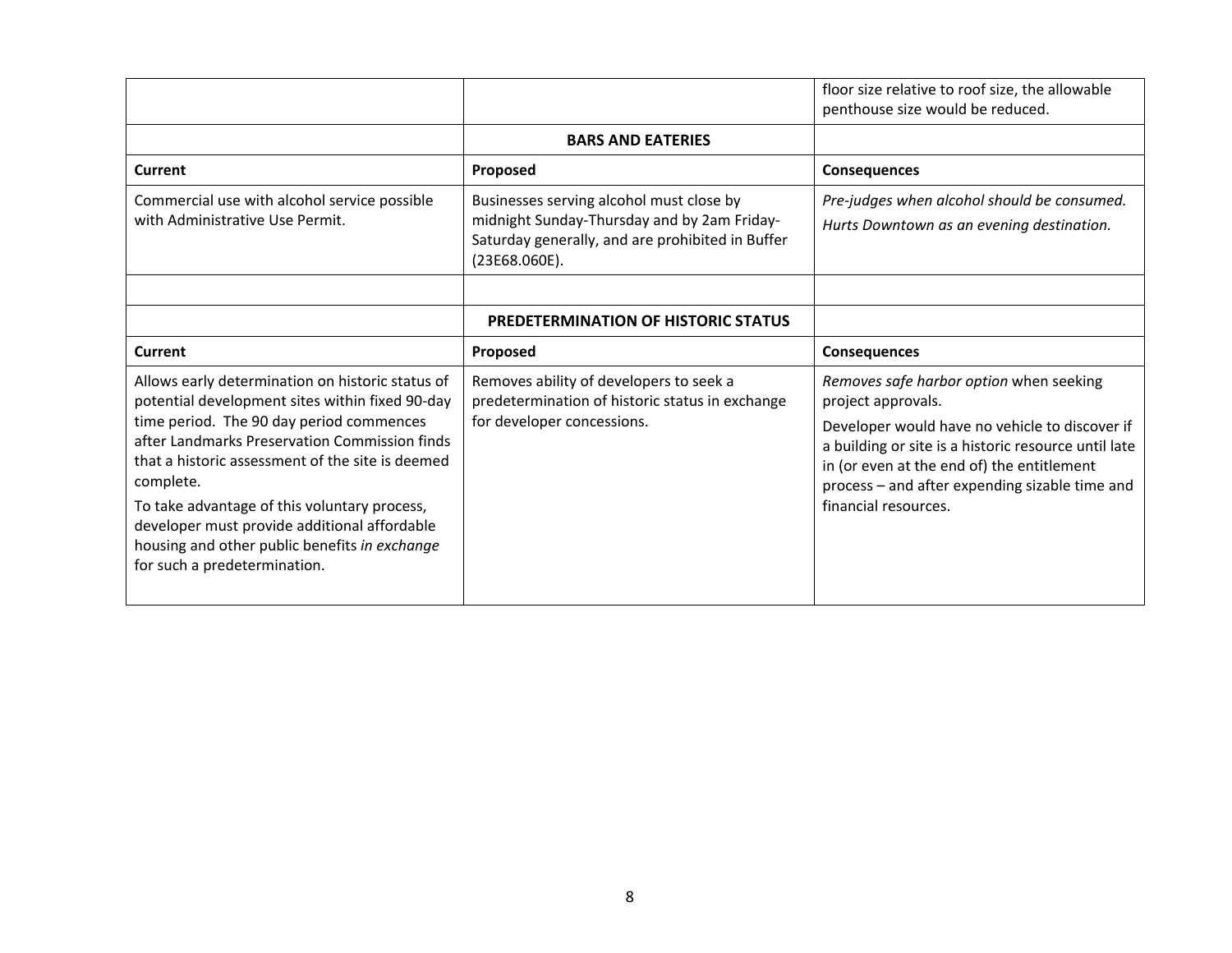| | | |
|---|---|---|
| | | floor size relative to roof size, the allowable penthouse size would be reduced. |
| | **BARS AND EATERIES** | |
| **Current** | **Proposed** | **Consequences** |
| Commercial use with alcohol service possible with Administrative Use Permit. | Businesses serving alcohol must close by midnight Sunday-Thursday and by 2am Friday-Saturday generally, and are prohibited in Buffer (23E68.060E). | *Pre-judges when alcohol should be consumed.*<br>*Hurts Downtown as an evening destination.* |
| | | |
| | **PREDETERMINATION OF HISTORIC STATUS** | |
| **Current** | **Proposed** | **Consequences** |
| Allows early determination on historic status of potential development sites within fixed 90-day time period. The 90 day period commences after Landmarks Preservation Commission finds that a historic assessment of the site is deemed complete.<br>To take advantage of this voluntary process, developer must provide additional affordable housing and other public benefits *in exchange* for such a predetermination. | Removes ability of developers to seek a predetermination of historic status in exchange for developer concessions. | *Removes safe harbor option* when seeking project approvals.<br>Developer would have no vehicle to discover if a building or site is a historic resource until late in (or even at the end of) the entitlement process – and after expending sizable time and financial resources. |